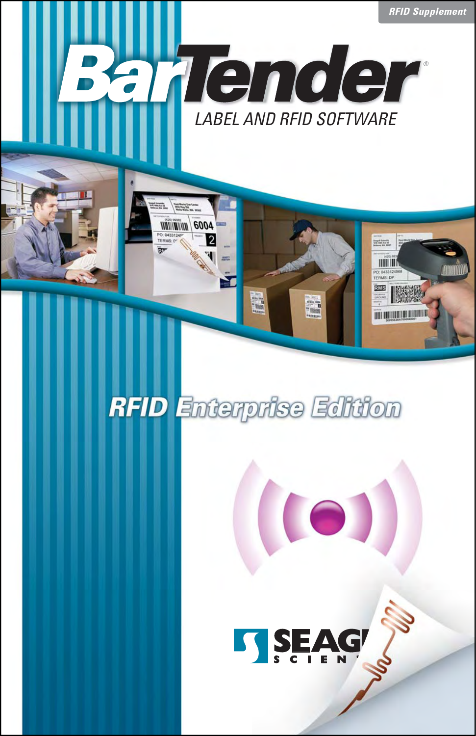RFID Supplement

# BarTender®

LABEL AND RFID SOFTWARE

## RFID Enterprise Edition

SEAGULL SCIENTIFIC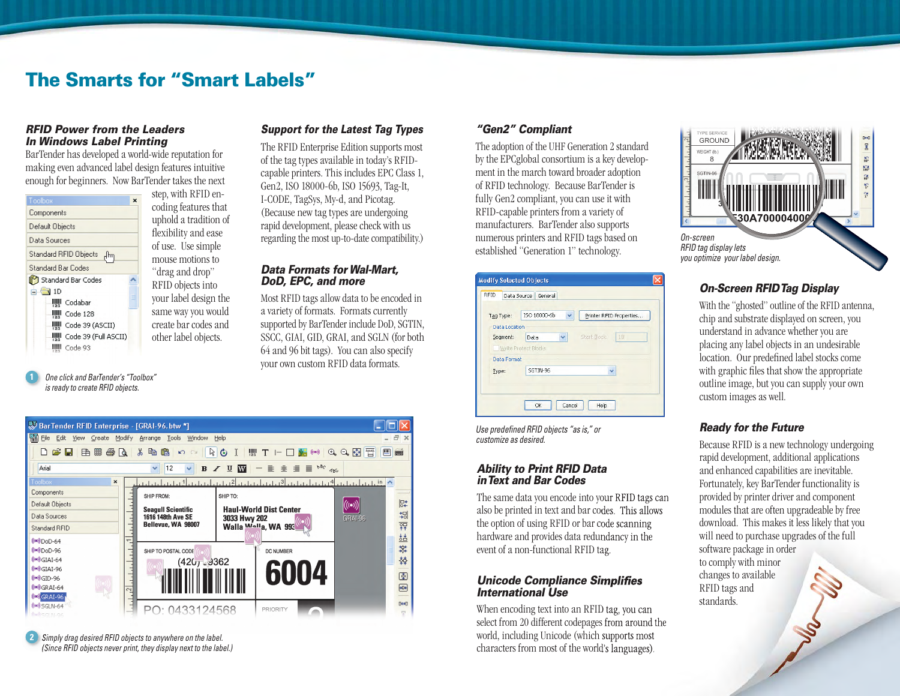# The Smarts for "Smart Labels"

### RFID Power from the Leaders In Windows Label Printing

BarTender has developed a world-wide reputation for making even advanced label design features intuitive enough for beginners. Now BarTender takes the next step, with RFID encoding features that uphold a tradition of flexibility and ease of use. Use simple mouse motions to "drag and drop" RFID objects into your label design the same way you would create bar codes and other label objects.

*One click and BarTender's "Toolbox" is ready to create RFID objects.*

*Simply drag desired RFID objects to anywhere on the label. (Since RFID objects never print, they display next to the label.)*

### Support for the Latest Tag Types

The RFID Enterprise Edition supports most of the tag types available in today's RFID-capable printers. This includes EPC Class 1, Gen2, ISO 18000-6b, ISO 15693, Tag-It, I-CODE, TagSys, My-d, and Picotag. (Because new tag types are undergoing rapid development, please check with us regarding the most up-to-date compatibility.)

### Data Formats for Wal-Mart, DoD, EPC, and more

Most RFID tags allow data to be encoded in a variety of formats. Formats currently supported by BarTender include DoD, SGTIN, SSCC, GIAI, GID, GRAI, and SGLN (for both 64 and 96 bit tags). You can also specify your own custom RFID data formats.

### "Gen2" Compliant

The adoption of the UHF Generation 2 standard by the EPCglobal consortium is a key development in the march toward broader adoption of RFID technology. Because BarTender is fully Gen2 compliant, you can use it with RFID-capable printers from a variety of manufacturers. BarTender also supports numerous printers and RFID tags based on established "Generation 1" technology.

*Use predefined RFID objects "as is," or customize as desired.*

### Ability to Print RFID Data in Text and Bar Codes

The same data you encode into your RFID tags can also be printed in text and bar codes. This allows the option of using RFID or bar code scanning hardware and provides data redundancy in the event of a non-functional RFID tag.

### Unicode Compliance Simplifies International Use

When encoding text into an RFID tag, you can select from 20 different codepages from around the world, including Unicode (which supports most characters from most of the world's languages).

*On-screen RFID tag display lets you optimize your label design.*

### On-Screen RFID Tag Display

With the "ghosted" outline of the RFID antenna, chip and substrate displayed on screen, you understand in advance whether you are placing any label objects in an undesirable location. Our predefined label stocks come with graphic files that show the appropriate outline image, but you can supply your own custom images as well.

### Ready for the Future

Because RFID is a new technology undergoing rapid development, additional applications and enhanced capabilities are inevitable. Fortunately, key BarTender functionality is provided by printer driver and component modules that are often upgradeable by free download. This makes it less likely that you will need to purchase upgrades of the full software package in order to comply with minor changes to available RFID tags and standards.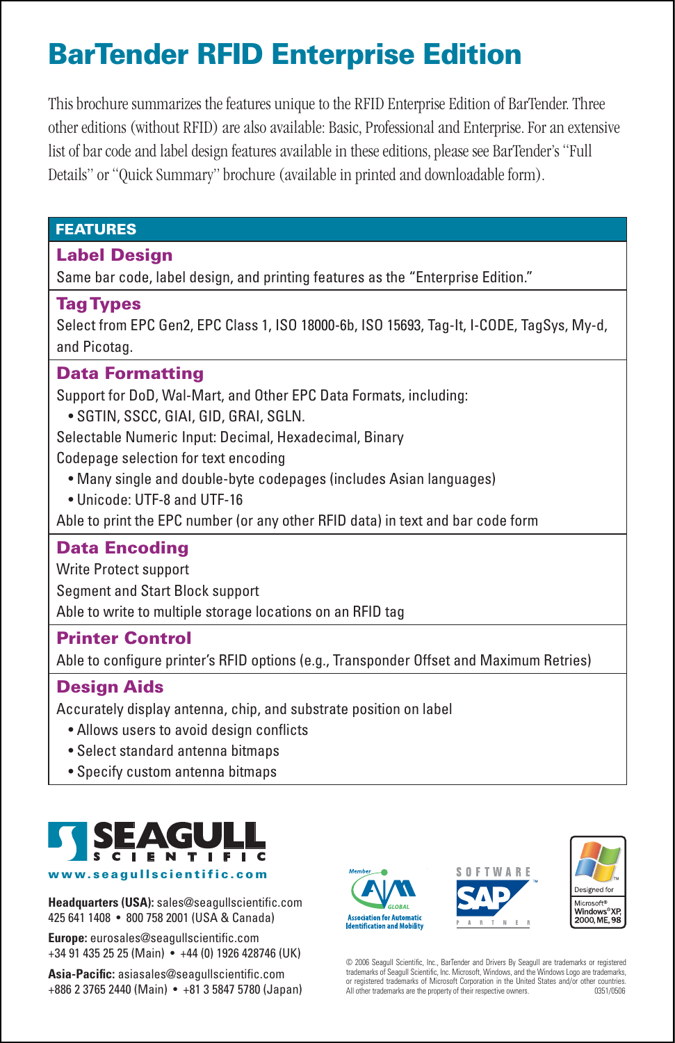# BarTender RFID Enterprise Edition

This brochure summarizes the features unique to the RFID Enterprise Edition of BarTender. Three other editions (without RFID) are also available: Basic, Professional and Enterprise. For an extensive list of bar code and label design features available in these editions, please see BarTender's "Full Details" or "Quick Summary" brochure (available in printed and downloadable form).

## FEATURES

### Label Design

Same bar code, label design, and printing features as the "Enterprise Edition."

### Tag Types

Select from EPC Gen2, EPC Class 1, ISO 18000-6b, ISO 15693, Tag-It, I-CODE, TagSys, My-d, and Picotag.

### Data Formatting

Support for DoD, Wal-Mart, and Other EPC Data Formats, including:

- SGTIN, SSCC, GIAI, GID, GRAI, SGLN.

Selectable Numeric Input: Decimal, Hexadecimal, Binary

Codepage selection for text encoding

- Many single and double-byte codepages (includes Asian languages)
- Unicode: UTF-8 and UTF-16

Able to print the EPC number (or any other RFID data) in text and bar code form

### Data Encoding

Write Protect support

Segment and Start Block support

Able to write to multiple storage locations on an RFID tag

### Printer Control

Able to configure printer's RFID options (e.g., Transponder Offset and Maximum Retries)

### Design Aids

Accurately display antenna, chip, and substrate position on label

- Allows users to avoid design conflicts
- Select standard antenna bitmaps
- Specify custom antenna bitmaps

SEAGULL SCIENTIFIC

www.seagullscientific.com

**Headquarters (USA):** sales@seagullscientific.com
425 641 1408 • 800 758 2001 (USA & Canada)

**Europe:** eurosales@seagullscientific.com
+34 91 435 25 25 (Main) • +44 (0) 1926 428746 (UK)

**Asia-Pacific:** asiasales@seagullscientific.com
+886 2 3765 2440 (Main) • +81 3 5847 5780 (Japan)

Member AIM Global – Association for Automatic Identification and Mobility

SOFTWARE SAP PARTNER

Designed for Microsoft® Windows® XP, 2000, ME, 98

© 2006 Seagull Scientific, Inc., BarTender and Drivers By Seagull are trademarks or registered trademarks of Seagull Scientific, Inc. Microsoft, Windows, and the Windows Logo are trademarks, or registered trademarks of Microsoft Corporation in the United States and/or other countries. All other trademarks are the property of their respective owners. 0351/0506